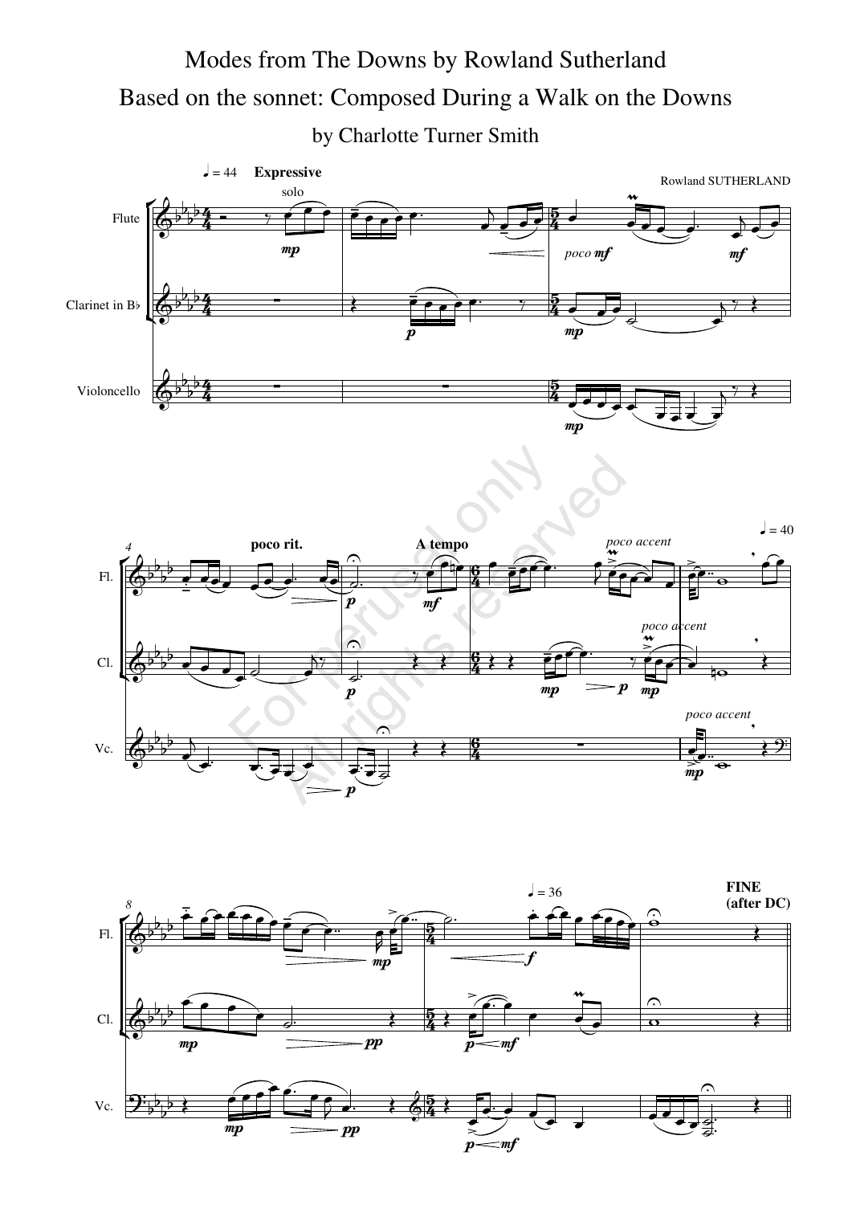# Modes from The Downs by Rowland Sutherland

## Based on the sonnet: Composed During a Walk on the Downs

### by Charlotte Turner Smith

Rowland SUTHERLAND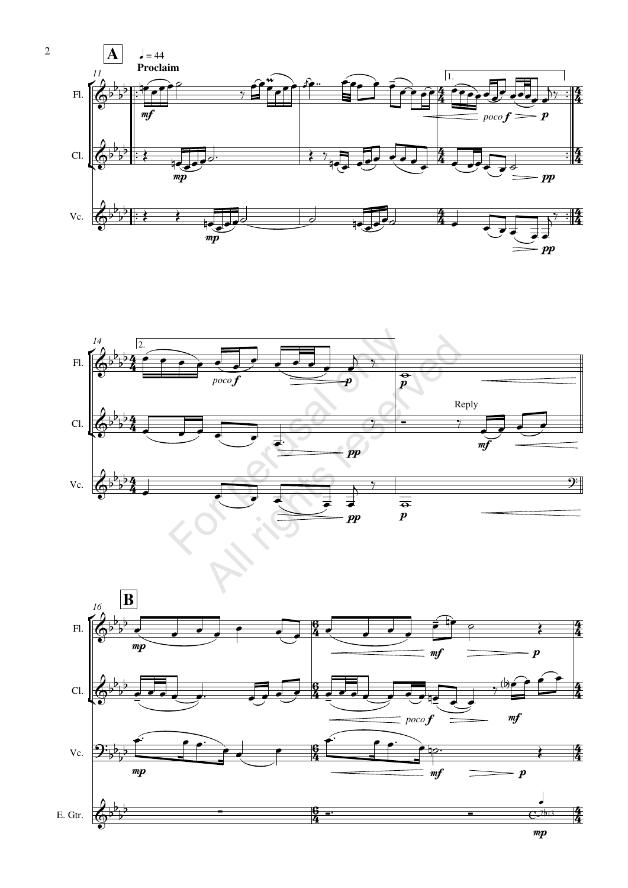**A** ♩ = 44

**Proclaim**

Reply

**B**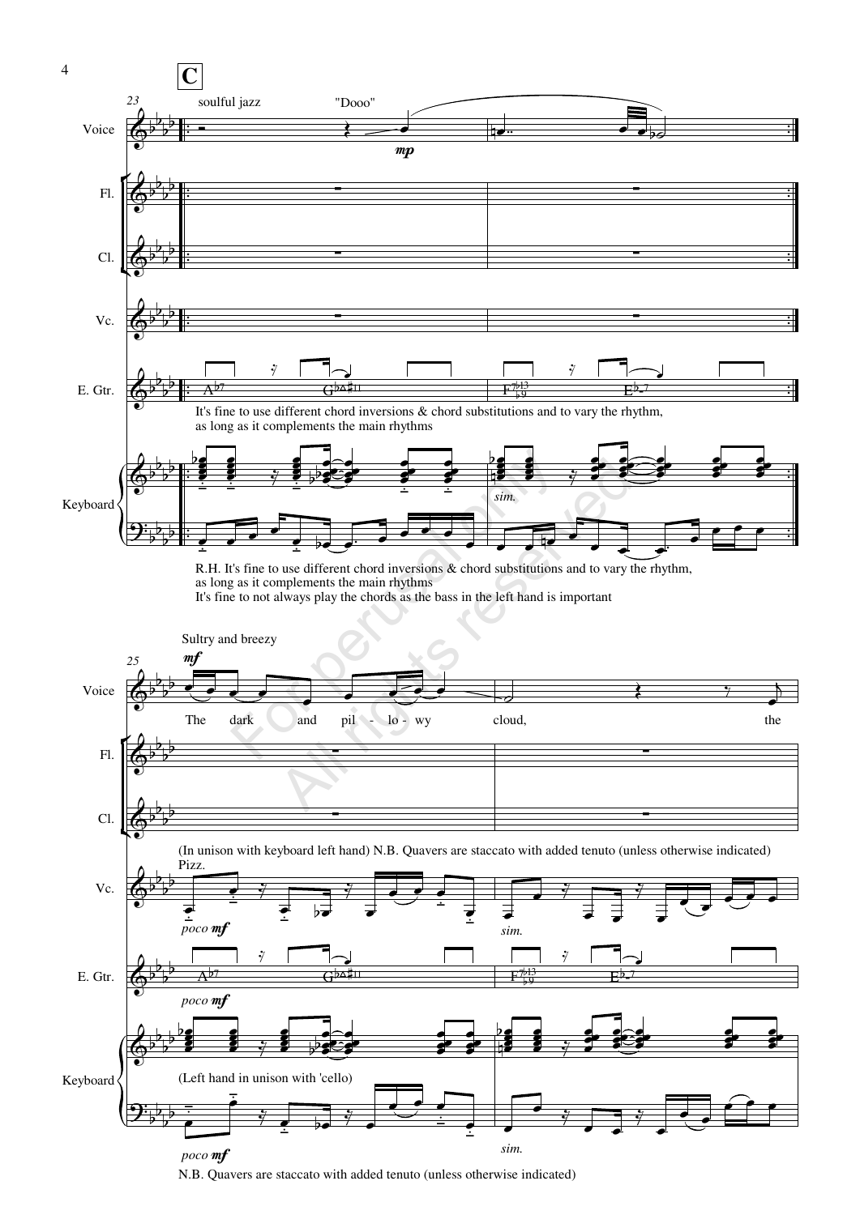**C**

soulful jazz

"Dooo"

*mp*

Voice

Fl.

Cl.

Vc.

E. Gtr.

$A^{\flat 7}$ $G^{\flat \Delta \sharp 11}$ $F^{7\flat 13}_{\flat 9}$ $E^{\flat}$-7

It's fine to use different chord inversions & chord substitutions and to vary the rhythm, as long as it complements the main rhythms

Keyboard

*sim.*

R.H. It's fine to use different chord inversions & chord substitutions and to vary the rhythm, as long as it complements the main rhythms

It's fine to not always play the chords as the bass in the left hand is important

Sultry and breezy

*mf*

The dark and pil - lo - wy cloud, the

(In unison with keyboard left hand) N.B. Quavers are staccato with added tenuto (unless otherwise indicated)

Pizz.

*poco mf*

*sim.*

$A^{\flat 7}$ $G^{\flat \Delta \sharp 11}$ $F^{7\flat 13}_{\flat 9}$ $E^{\flat}$-7

*poco mf*

(Left hand in unison with 'cello)

*poco mf*

*sim.*

N.B. Quavers are staccato with added tenuto (unless otherwise indicated)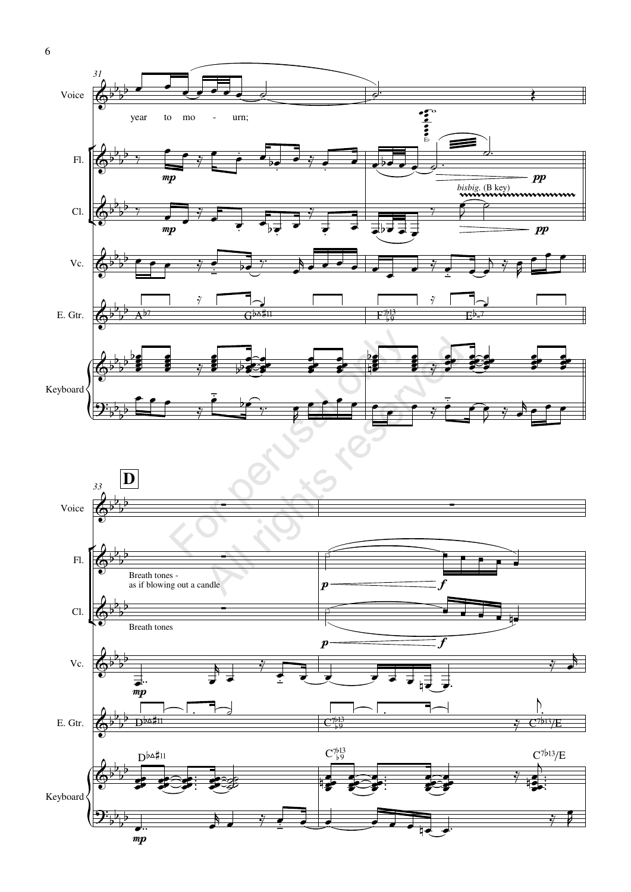Voice: year to mo - urn;

*bisbig.* (B key)

**D**

Breath tones - as if blowing out a candle

Breath tones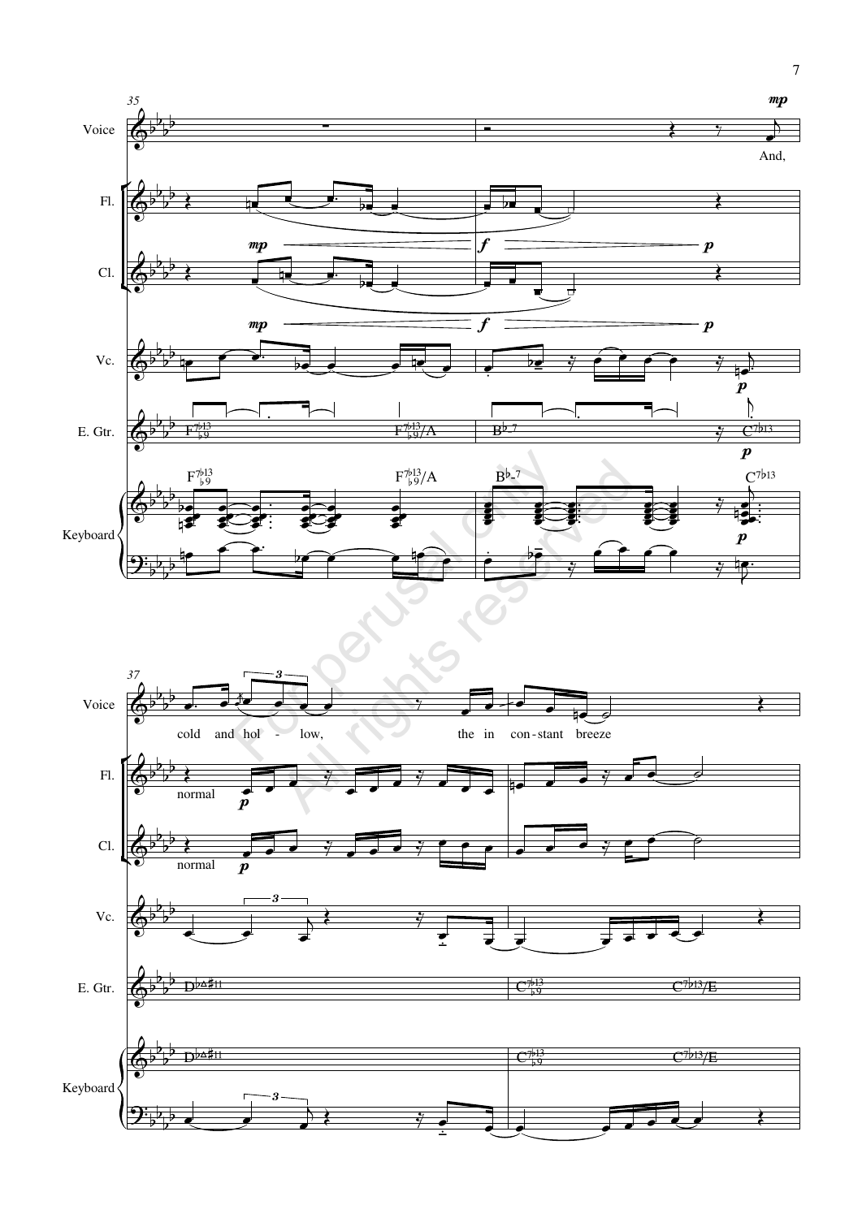Voice: And, cold and hol - low, the in con - stant breeze

Fl. · Cl. · Vc. · E. Gtr. · Keyboard

normal

*mp* *f* *p*

F7♭13♭9 — F7♭13♭9/A — B♭-7 — C7♭13 — D♭Δ♯11 — C7♭13♭9 — C7♭13/E

For perusal only
All rights reserved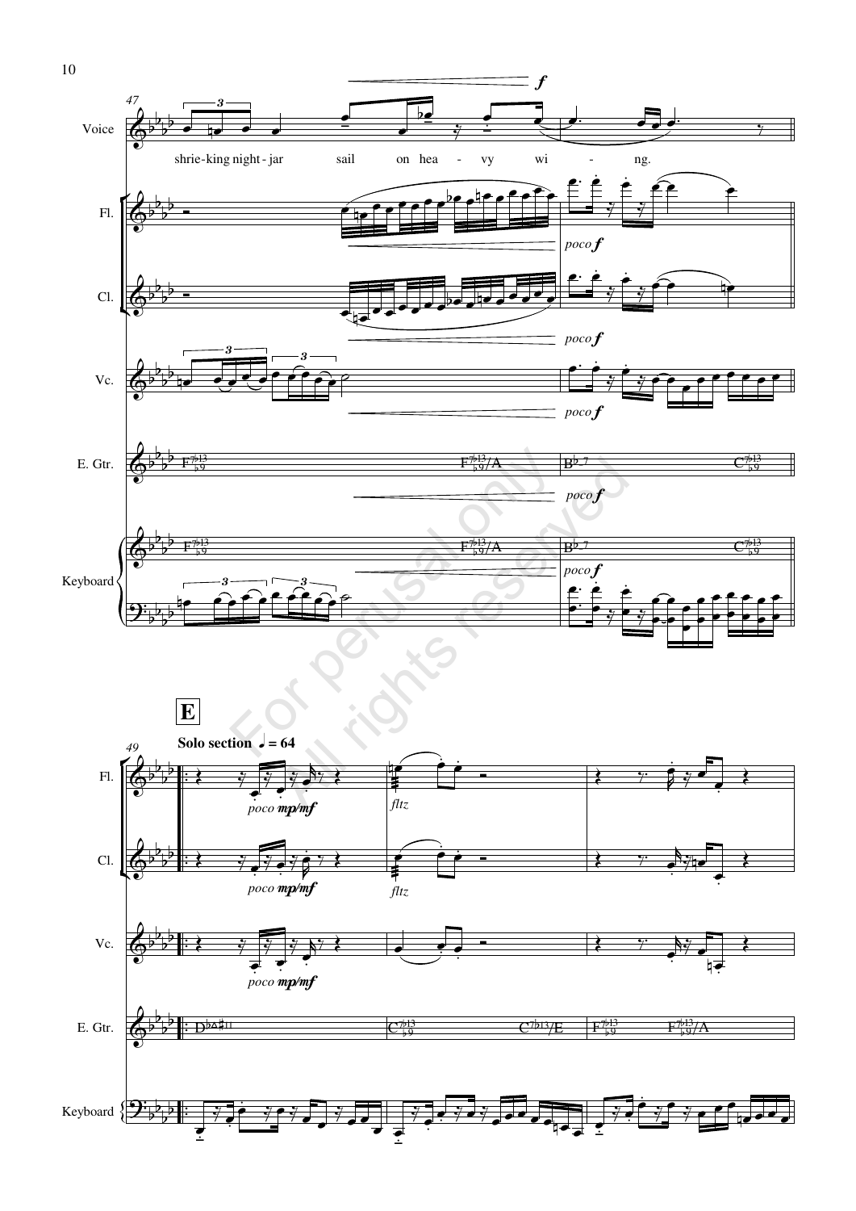Voice
shrie-king night-jar sail on hea - vy wi - ng.

Fl.

Cl.

Vc.

E. Gtr.

Keyboard

*poco f*

**E**

**Solo section** ♩ = 64

*poco mp/mf*

*fltz*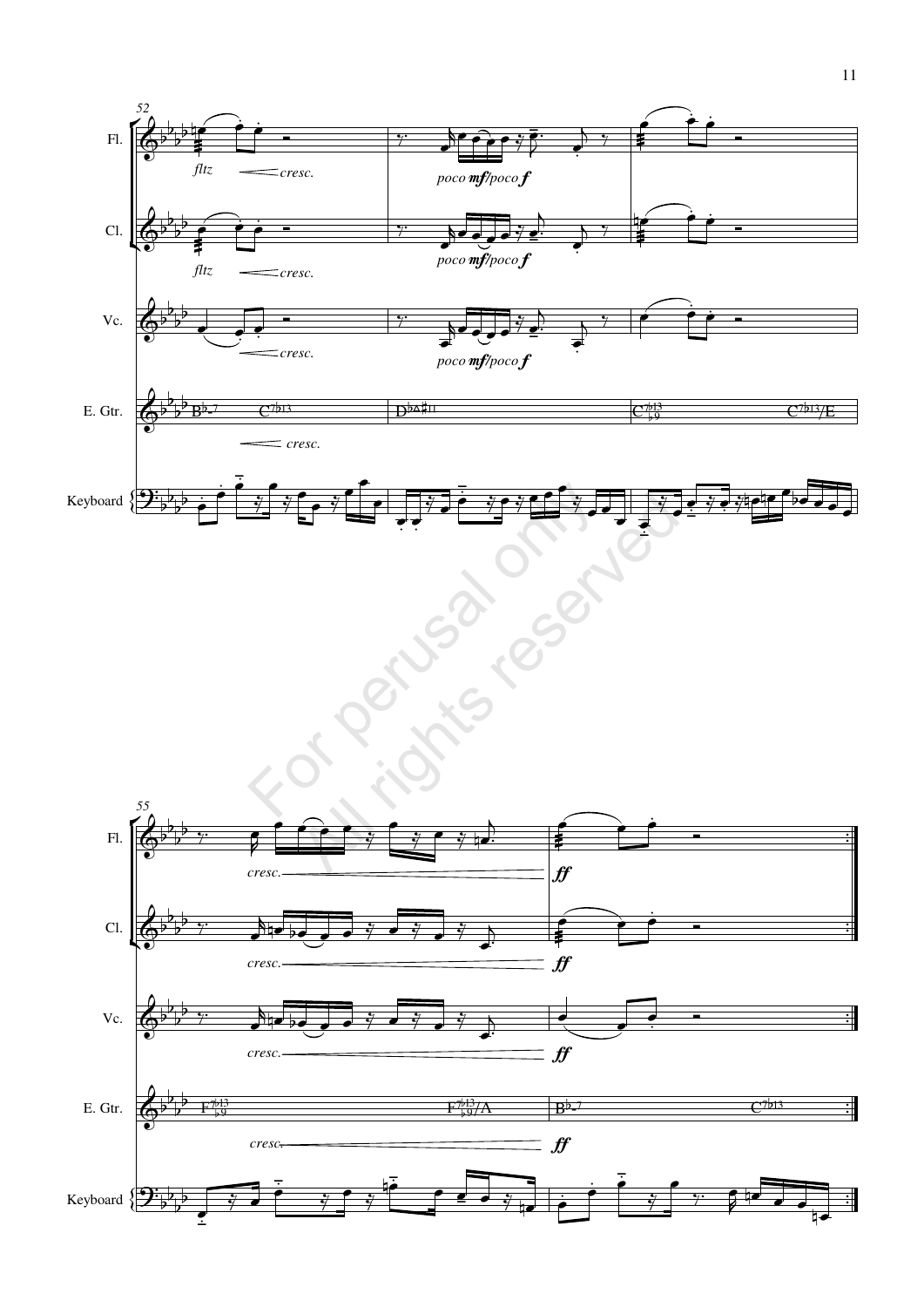52

Fl. — *fltz* — cresc. — *poco mf/poco f*

Cl. — *fltz* — cresc. — *poco mf/poco f*

Vc. — cresc. — *poco mf/poco f*

E. Gtr. — B♭-7 — C7♭13 — D♭Δ♯11 — $C^{7\flat13}_{\flat9}$ — C7♭13/E — cresc.

Keyboard

55

Fl. — cresc. — *ff*

Cl. — cresc. — *ff*

Vc. — cresc. — *ff*

E. Gtr. — $F^{7\flat13}_{\flat9}$ — $F^{7\flat13}_{\flat9}$/A — B♭-7 — C7♭13 — cresc. — *ff*

Keyboard

For perusal only
All rights reserved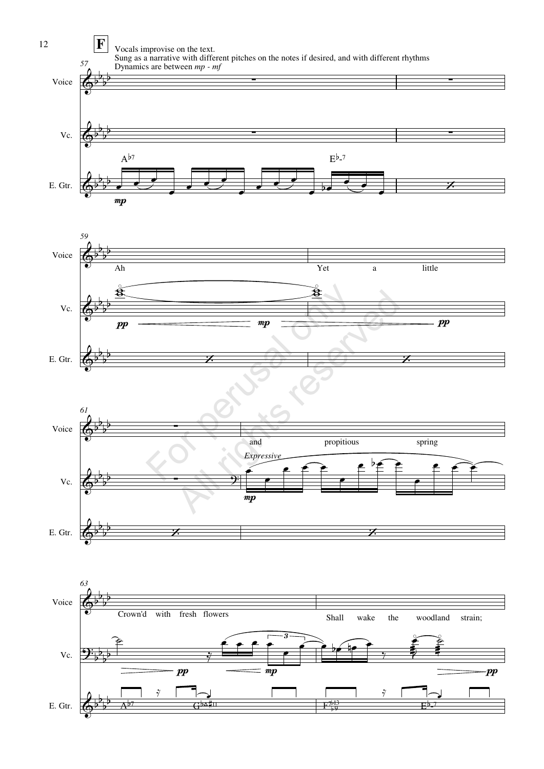**F**

Vocals improvise on the text.
Sung as a narrative with different pitches on the notes if desired, and with different rhythms
Dynamics are between *mp - mf*

Ah

Yet a little

and propitious spring

*Expressive*

Crown'd with fresh flowers

Shall wake the woodland strain;

For perusal only
All rights reserved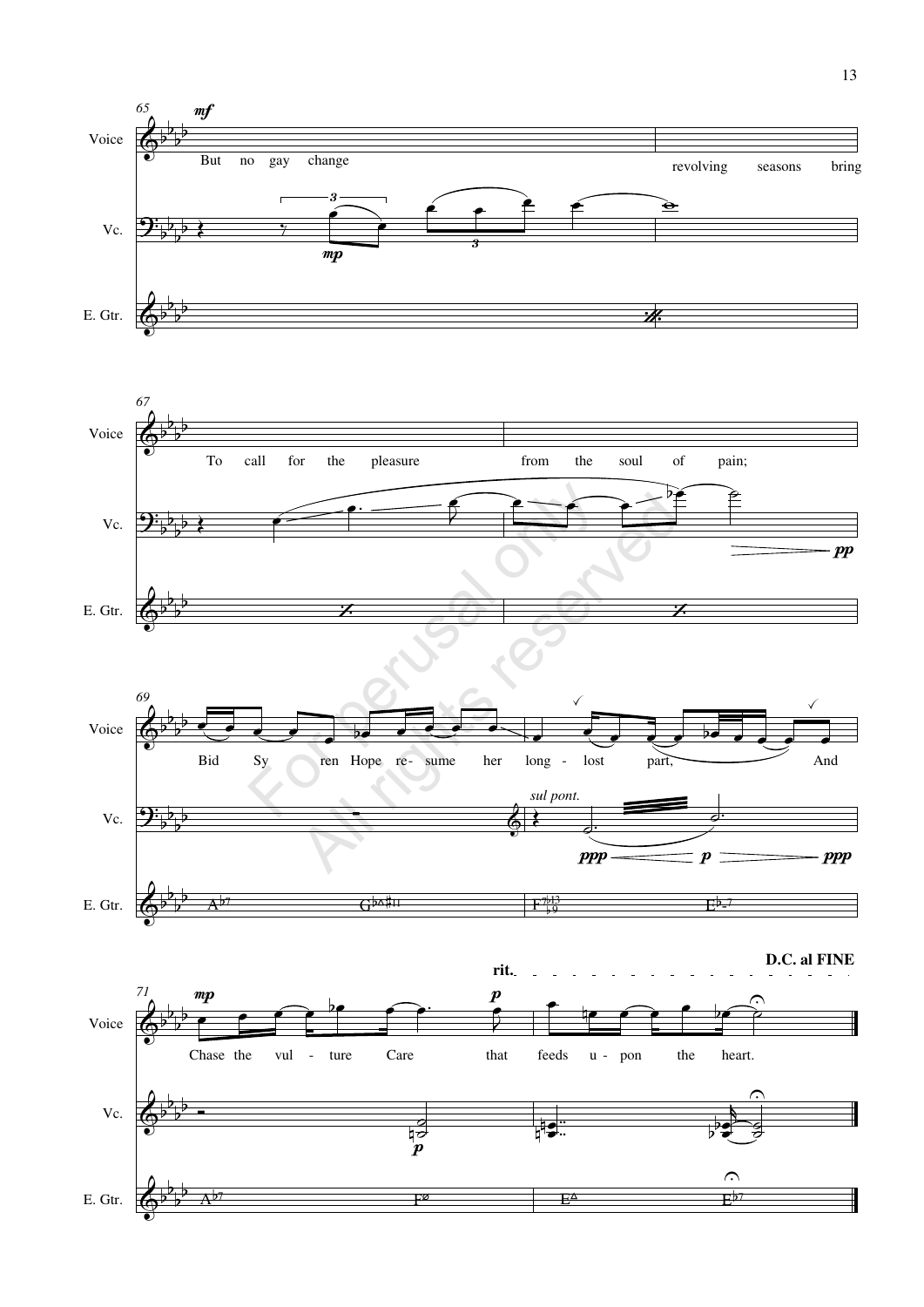Voice

Vc.

E. Gtr.

But no gay change revolving seasons bring

To call for the pleasure from the soul of pain;

Bid Syren Hope re- sume her long - lost part, And

*sul pont.*

A♭7 G♭△♯11 F7♭13/♭9 E♭-7

rit.

D.C. al FINE

Chase the vul - ture Care that feeds u - pon the heart.

A♭7 Fø E△ E♭7